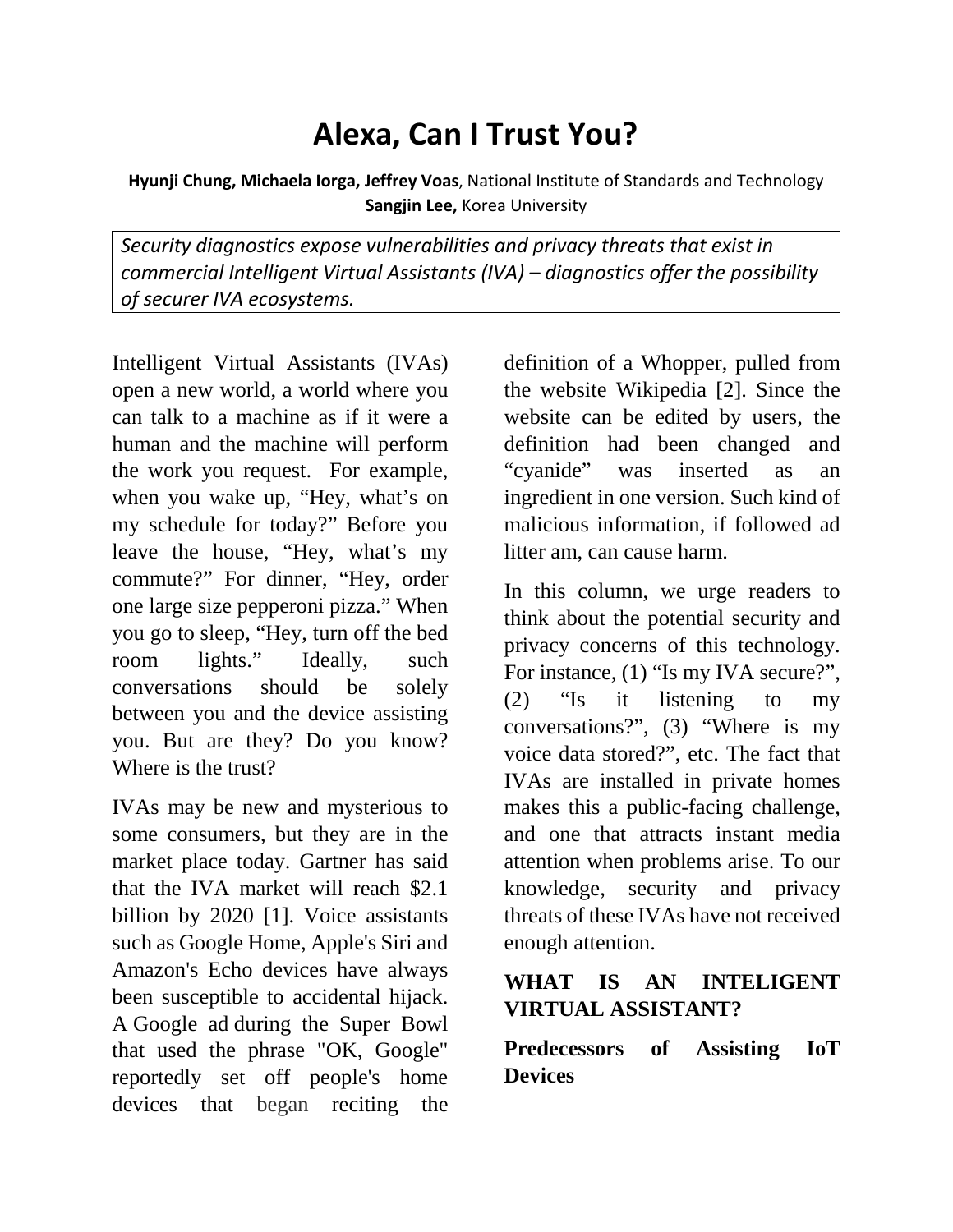# Alexa, Can I Trust You?

**Hyunji Chung, Michaela Iorga, Jeffrey Voas**, National Institute of Standards and Technology
**Sangjin Lee,** Korea University

*Security diagnostics expose vulnerabilities and privacy threats that exist in commercial Intelligent Virtual Assistants (IVA) – diagnostics offer the possibility of securer IVA ecosystems.*

Intelligent Virtual Assistants (IVAs) open a new world, a world where you can talk to a machine as if it were a human and the machine will perform the work you request. For example, when you wake up, "Hey, what's on my schedule for today?" Before you leave the house, "Hey, what's my commute?" For dinner, "Hey, order one large size pepperoni pizza." When you go to sleep, "Hey, turn off the bed room lights." Ideally, such conversations should be solely between you and the device assisting you. But are they? Do you know? Where is the trust?

IVAs may be new and mysterious to some consumers, but they are in the market place today. Gartner has said that the IVA market will reach $2.1 billion by 2020 [1]. Voice assistants such as Google Home, Apple's Siri and Amazon's Echo devices have always been susceptible to accidental hijack. A Google ad during the Super Bowl that used the phrase "OK, Google" reportedly set off people's home devices that began reciting the definition of a Whopper, pulled from the website Wikipedia [2]. Since the website can be edited by users, the definition had been changed and "cyanide" was inserted as an ingredient in one version. Such kind of malicious information, if followed ad litter am, can cause harm.

In this column, we urge readers to think about the potential security and privacy concerns of this technology. For instance, (1) "Is my IVA secure?", (2) "Is it listening to my conversations?", (3) "Where is my voice data stored?", etc. The fact that IVAs are installed in private homes makes this a public-facing challenge, and one that attracts instant media attention when problems arise. To our knowledge, security and privacy threats of these IVAs have not received enough attention.

## WHAT IS AN INTELIGENT VIRTUAL ASSISTANT?

### Predecessors of Assisting IoT Devices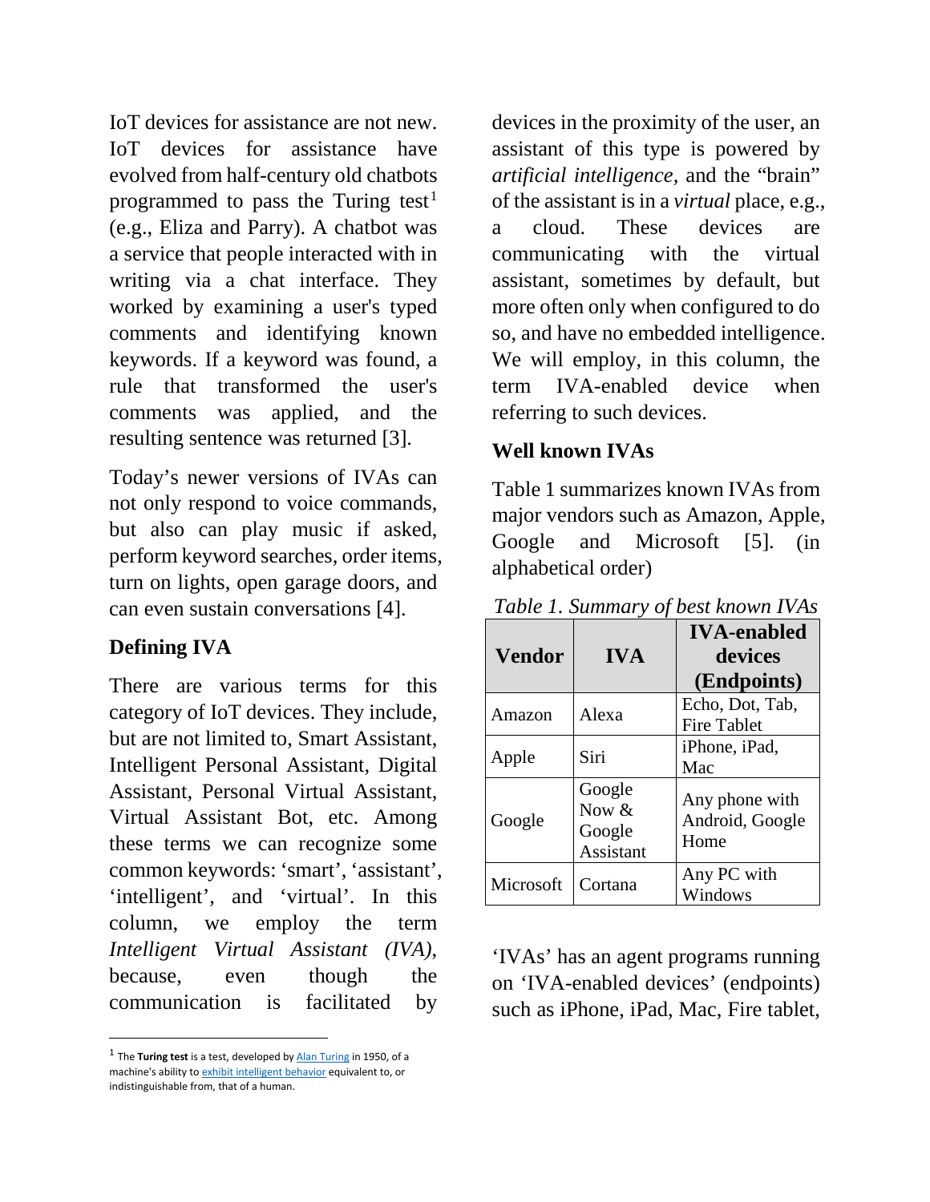IoT devices for assistance are not new. IoT devices for assistance have evolved from half-century old chatbots programmed to pass the Turing test[1] (e.g., Eliza and Parry). A chatbot was a service that people interacted with in writing via a chat interface. They worked by examining a user's typed comments and identifying known keywords. If a keyword was found, a rule that transformed the user's comments was applied, and the resulting sentence was returned [3].

Today's newer versions of IVAs can not only respond to voice commands, but also can play music if asked, perform keyword searches, order items, turn on lights, open garage doors, and can even sustain conversations [4].

## Defining IVA

There are various terms for this category of IoT devices. They include, but are not limited to, Smart Assistant, Intelligent Personal Assistant, Digital Assistant, Personal Virtual Assistant, Virtual Assistant Bot, etc. Among these terms we can recognize some common keywords: 'smart', 'assistant', 'intelligent', and 'virtual'. In this column, we employ the term *Intelligent Virtual Assistant (IVA)*, because, even though the communication is facilitated by devices in the proximity of the user, an assistant of this type is powered by *artificial intelligence*, and the "brain" of the assistant is in a *virtual* place, e.g., a cloud. These devices are communicating with the virtual assistant, sometimes by default, but more often only when configured to do so, and have no embedded intelligence. We will employ, in this column, the term IVA-enabled device when referring to such devices.

## Well known IVAs

Table 1 summarizes known IVAs from major vendors such as Amazon, Apple, Google and Microsoft [5]. (in alphabetical order)

*Table 1. Summary of best known IVAs*

| Vendor | IVA | IVA-enabled devices (Endpoints) |
|---|---|---|
| Amazon | Alexa | Echo, Dot, Tab, Fire Tablet |
| Apple | Siri | iPhone, iPad, Mac |
| Google | Google Now & Google Assistant | Any phone with Android, Google Home |
| Microsoft | Cortana | Any PC with Windows |

'IVAs' has an agent programs running on 'IVA-enabled devices' (endpoints) such as iPhone, iPad, Mac, Fire tablet,

---

[1] The **Turing test** is a test, developed by Alan Turing in 1950, of a machine's ability to exhibit intelligent behavior equivalent to, or indistinguishable from, that of a human.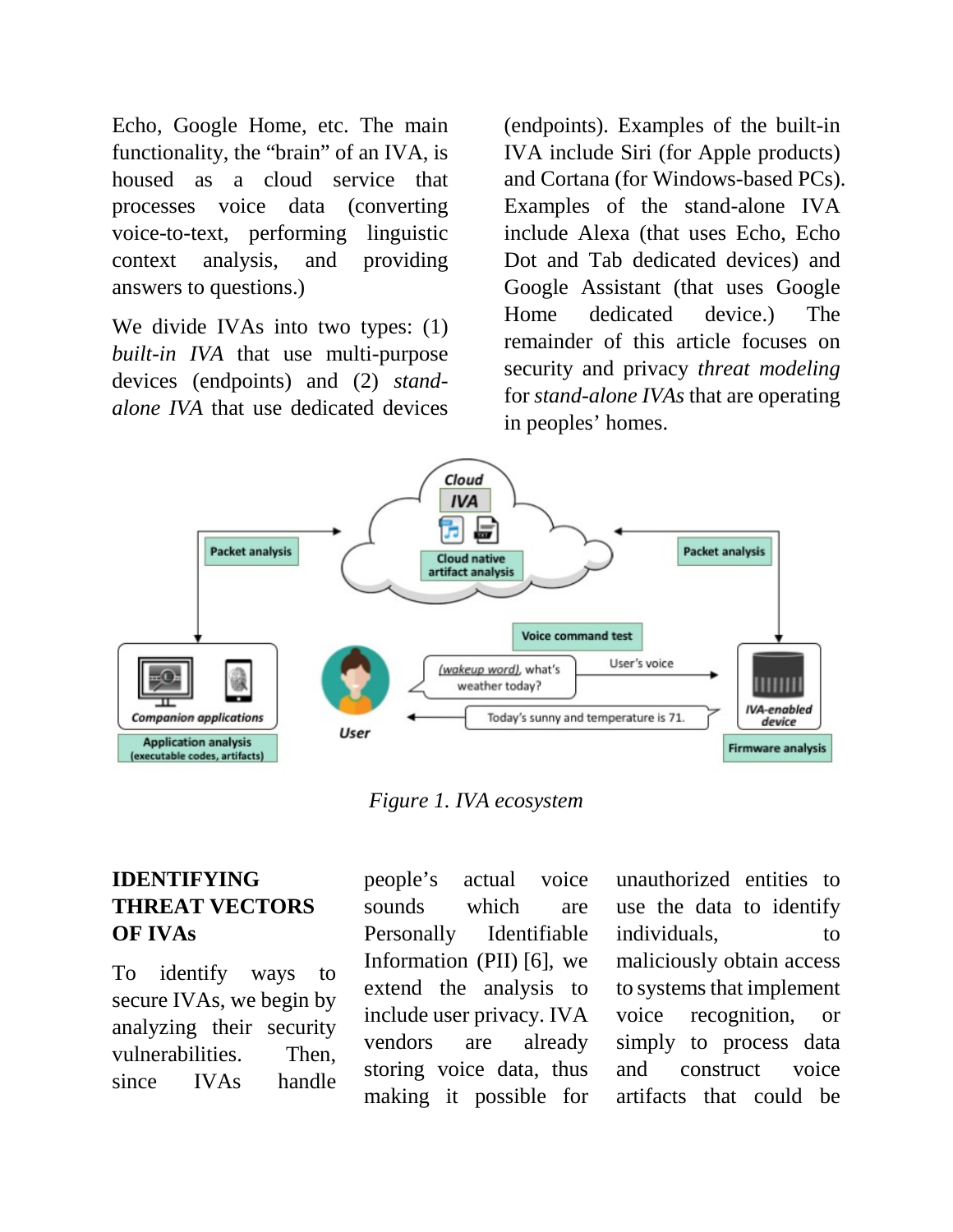Echo, Google Home, etc. The main functionality, the "brain" of an IVA, is housed as a cloud service that processes voice data (converting voice-to-text, performing linguistic context analysis, and providing answers to questions.)

We divide IVAs into two types: (1) *built-in IVA* that use multi-purpose devices (endpoints) and (2) *stand-alone IVA* that use dedicated devices (endpoints). Examples of the built-in IVA include Siri (for Apple products) and Cortana (for Windows-based PCs). Examples of the stand-alone IVA include Alexa (that uses Echo, Echo Dot and Tab dedicated devices) and Google Assistant (that uses Google Home dedicated device.) The remainder of this article focuses on security and privacy *threat modeling* for *stand-alone IVAs* that are operating in peoples' homes.

*Figure 1. IVA ecosystem*

## IDENTIFYING THREAT VECTORS OF IVAs

To identify ways to secure IVAs, we begin by analyzing their security vulnerabilities. Then, since IVAs handle people's actual voice sounds which are Personally Identifiable Information (PII) [6], we extend the analysis to include user privacy. IVA vendors are already storing voice data, thus making it possible for unauthorized entities to use the data to identify individuals, to maliciously obtain access to systems that implement voice recognition, or simply to process data and construct voice artifacts that could be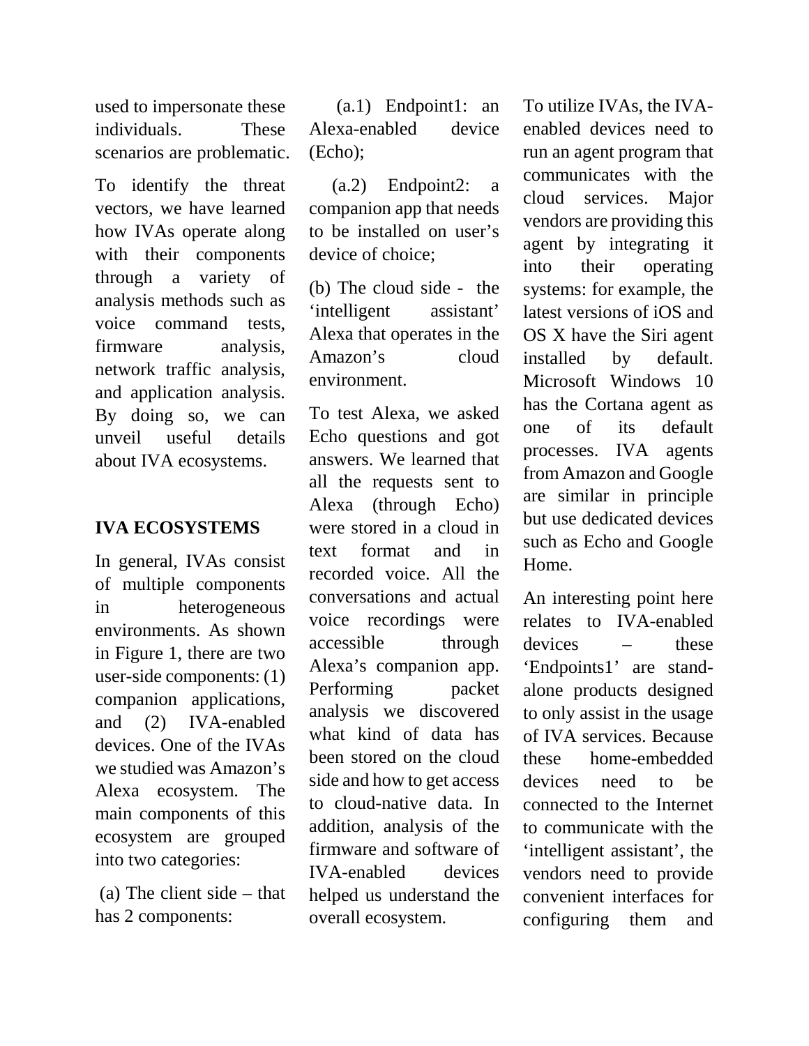used to impersonate these individuals. These scenarios are problematic.

To identify the threat vectors, we have learned how IVAs operate along with their components through a variety of analysis methods such as voice command tests, firmware analysis, network traffic analysis, and application analysis. By doing so, we can unveil useful details about IVA ecosystems.

## IVA ECOSYSTEMS

In general, IVAs consist of multiple components in heterogeneous environments. As shown in Figure 1, there are two user-side components: (1) companion applications, and (2) IVA-enabled devices. One of the IVAs we studied was Amazon's Alexa ecosystem. The main components of this ecosystem are grouped into two categories:

(a) The client side – that has 2 components:

(a.1) Endpoint1: an Alexa-enabled device (Echo);

(a.2) Endpoint2: a companion app that needs to be installed on user's device of choice;

(b) The cloud side - the 'intelligent assistant' Alexa that operates in the Amazon's cloud environment.

To test Alexa, we asked Echo questions and got answers. We learned that all the requests sent to Alexa (through Echo) were stored in a cloud in text format and in recorded voice. All the conversations and actual voice recordings were accessible through Alexa's companion app. Performing packet analysis we discovered what kind of data has been stored on the cloud side and how to get access to cloud-native data. In addition, analysis of the firmware and software of IVA-enabled devices helped us understand the overall ecosystem.

To utilize IVAs, the IVA-enabled devices need to run an agent program that communicates with the cloud services. Major vendors are providing this agent by integrating it into their operating systems: for example, the latest versions of iOS and OS X have the Siri agent installed by default. Microsoft Windows 10 has the Cortana agent as one of its default processes. IVA agents from Amazon and Google are similar in principle but use dedicated devices such as Echo and Google Home.

An interesting point here relates to IVA-enabled devices – these 'Endpoints1' are stand-alone products designed to only assist in the usage of IVA services. Because these home-embedded devices need to be connected to the Internet to communicate with the 'intelligent assistant', the vendors need to provide convenient interfaces for configuring them and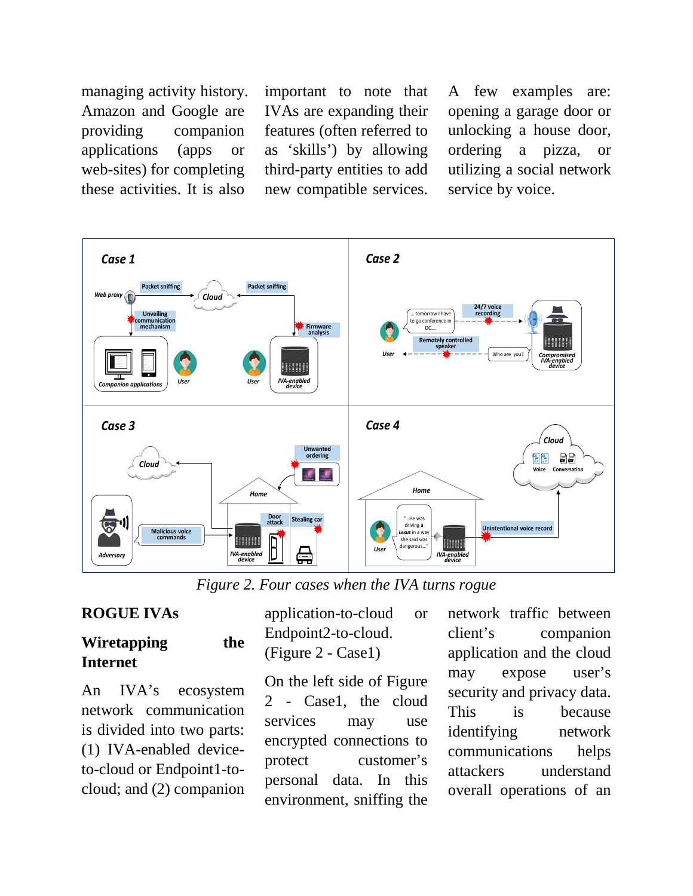managing activity history. Amazon and Google are providing companion applications (apps or web-sites) for completing these activities. It is also important to note that IVAs are expanding their features (often referred to as 'skills') by allowing third-party entities to add new compatible services. A few examples are: opening a garage door or unlocking a house door, ordering a pizza, or utilizing a social network service by voice.

*Figure 2. Four cases when the IVA turns rogue*

## ROGUE IVAs

### Wiretapping the Internet

An IVA's ecosystem network communication is divided into two parts: (1) IVA-enabled device-to-cloud or Endpoint1-to-cloud; and (2) companion application-to-cloud or Endpoint2-to-cloud. (Figure 2 - Case1)

On the left side of Figure 2 - Case1, the cloud services may use encrypted connections to protect customer's personal data. In this environment, sniffing the network traffic between client's companion application and the cloud may expose user's security and privacy data. This is because identifying network communications helps attackers understand overall operations of an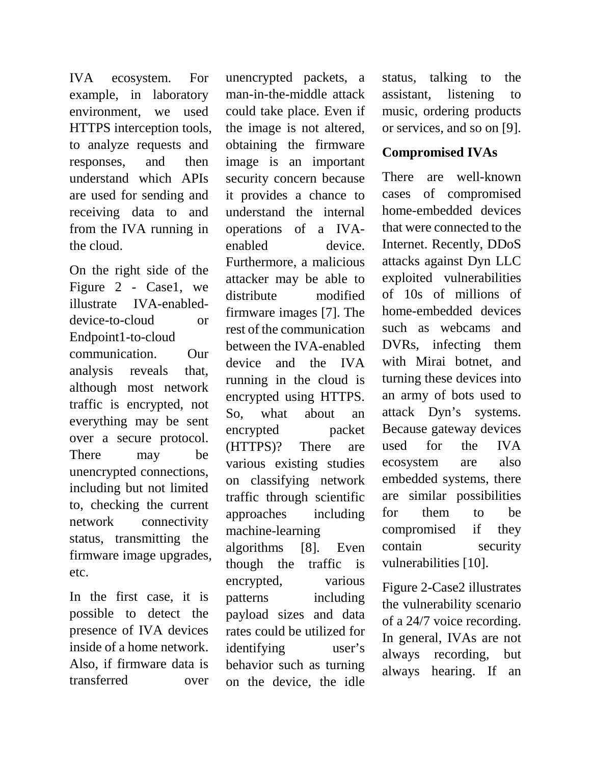IVA ecosystem. For example, in laboratory environment, we used HTTPS interception tools, to analyze requests and responses, and then understand which APIs are used for sending and receiving data to and from the IVA running in the cloud.

On the right side of the Figure 2 - Case1, we illustrate IVA-enabled-device-to-cloud or Endpoint1-to-cloud communication. Our analysis reveals that, although most network traffic is encrypted, not everything may be sent over a secure protocol. There may be unencrypted connections, including but not limited to, checking the current network connectivity status, transmitting the firmware image upgrades, etc.

In the first case, it is possible to detect the presence of IVA devices inside of a home network. Also, if firmware data is transferred over unencrypted packets, a man-in-the-middle attack could take place. Even if the image is not altered, obtaining the firmware image is an important security concern because it provides a chance to understand the internal operations of a IVA-enabled device. Furthermore, a malicious attacker may be able to distribute modified firmware images [7]. The rest of the communication between the IVA-enabled device and the IVA running in the cloud is encrypted using HTTPS. So, what about an encrypted packet (HTTPS)? There are various existing studies on classifying network traffic through scientific approaches including machine-learning algorithms [8]. Even though the traffic is encrypted, various patterns including payload sizes and data rates could be utilized for identifying user's behavior such as turning on the device, the idle status, talking to the assistant, listening to music, ordering products or services, and so on [9].

## Compromised IVAs

There are well-known cases of compromised home-embedded devices that were connected to the Internet. Recently, DDoS attacks against Dyn LLC exploited vulnerabilities of 10s of millions of home-embedded devices such as webcams and DVRs, infecting them with Mirai botnet, and turning these devices into an army of bots used to attack Dyn's systems. Because gateway devices used for the IVA ecosystem are also embedded systems, there are similar possibilities for them to be compromised if they contain security vulnerabilities [10].

Figure 2-Case2 illustrates the vulnerability scenario of a 24/7 voice recording. In general, IVAs are not always recording, but always hearing. If an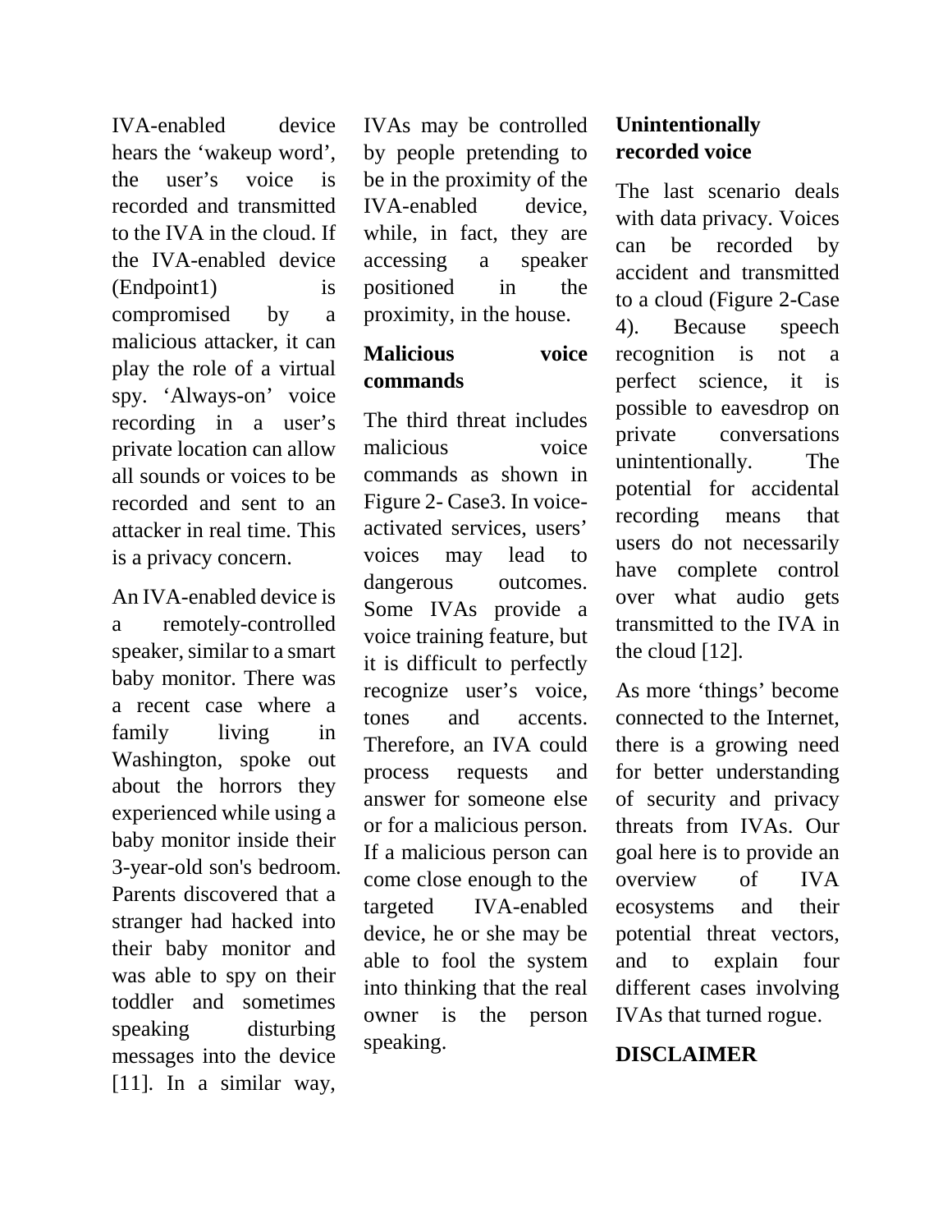IVA-enabled device hears the 'wakeup word', the user's voice is recorded and transmitted to the IVA in the cloud. If the IVA-enabled device (Endpoint1) is compromised by a malicious attacker, it can play the role of a virtual spy. 'Always-on' voice recording in a user's private location can allow all sounds or voices to be recorded and sent to an attacker in real time. This is a privacy concern.

An IVA-enabled device is a remotely-controlled speaker, similar to a smart baby monitor. There was a recent case where a family living in Washington, spoke out about the horrors they experienced while using a baby monitor inside their 3-year-old son's bedroom. Parents discovered that a stranger had hacked into their baby monitor and was able to spy on their toddler and sometimes speaking disturbing messages into the device [11]. In a similar way, IVAs may be controlled by people pretending to be in the proximity of the IVA-enabled device, while, in fact, they are accessing a speaker positioned in the proximity, in the house.

**Malicious voice commands**

The third threat includes malicious voice commands as shown in Figure 2- Case3. In voice-activated services, users' voices may lead to dangerous outcomes. Some IVAs provide a voice training feature, but it is difficult to perfectly recognize user's voice, tones and accents. Therefore, an IVA could process requests and answer for someone else or for a malicious person. If a malicious person can come close enough to the targeted IVA-enabled device, he or she may be able to fool the system into thinking that the real owner is the person speaking.

**Unintentionally recorded voice**

The last scenario deals with data privacy. Voices can be recorded by accident and transmitted to a cloud (Figure 2-Case 4). Because speech recognition is not a perfect science, it is possible to eavesdrop on private conversations unintentionally. The potential for accidental recording means that users do not necessarily have complete control over what audio gets transmitted to the IVA in the cloud [12].

As more 'things' become connected to the Internet, there is a growing need for better understanding of security and privacy threats from IVAs. Our goal here is to provide an overview of IVA ecosystems and their potential threat vectors, and to explain four different cases involving IVAs that turned rogue.

**DISCLAIMER**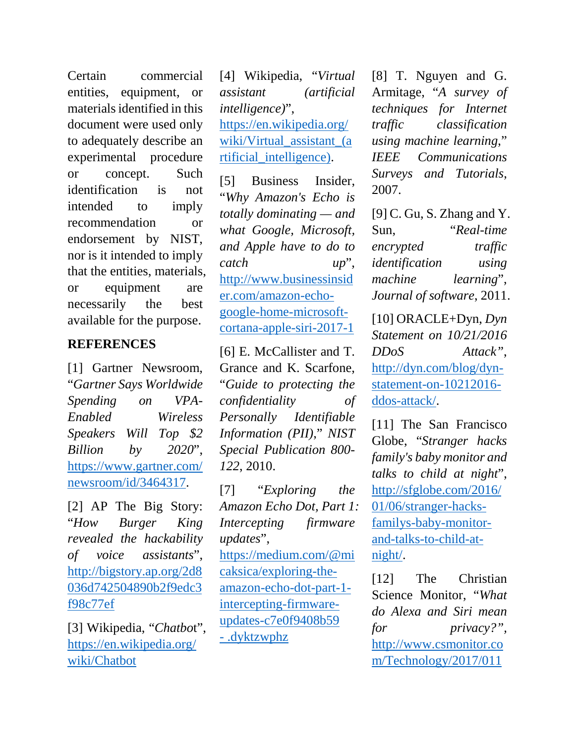Certain commercial entities, equipment, or materials identified in this document were used only to adequately describe an experimental procedure or concept. Such identification is not intended to imply recommendation or endorsement by NIST, nor is it intended to imply that the entities, materials, or equipment are necessarily the best available for the purpose.

## REFERENCES

[1] Gartner Newsroom, "*Gartner Says Worldwide Spending on VPA-Enabled Wireless Speakers Will Top $2 Billion by 2020*", https://www.gartner.com/newsroom/id/3464317.

[2] AP The Big Story: "*How Burger King revealed the hackability of voice assistants*", http://bigstory.ap.org/2d8036d742504890b2f9edc3f98c77ef

[3] Wikipedia, "*Chatbot*", https://en.wikipedia.org/wiki/Chatbot

[4] Wikipedia, "*Virtual assistant (artificial intelligence)*", https://en.wikipedia.org/wiki/Virtual_assistant_(artificial_intelligence).

[5] Business Insider, "*Why Amazon's Echo is totally dominating — and what Google, Microsoft, and Apple have to do to catch up*", http://www.businessinsider.com/amazon-echo-google-home-microsoft-cortana-apple-siri-2017-1

[6] E. McCallister and T. Grance and K. Scarfone, "*Guide to protecting the confidentiality of Personally Identifiable Information (PII),*" *NIST Special Publication 800-122*, 2010.

[7] "*Exploring the Amazon Echo Dot, Part 1: Intercepting firmware updates*", https://medium.com/@micaksica/exploring-the-amazon-echo-dot-part-1-intercepting-firmware-updates-c7e0f9408b59 - .dyktzwphz

[8] T. Nguyen and G. Armitage, "*A survey of techniques for Internet traffic classification using machine learning,*" *IEEE Communications Surveys and Tutorials*, 2007.

[9] C. Gu, S. Zhang and Y. Sun, "*Real-time encrypted traffic identification using machine learning*", *Journal of software*, 2011.

[10] ORACLE+Dyn, *Dyn Statement on 10/21/2016 DDoS Attack"*, http://dyn.com/blog/dyn-statement-on-10212016-ddos-attack/.

[11] The San Francisco Globe, "*Stranger hacks family's baby monitor and talks to child at night*", http://sfglobe.com/2016/01/06/stranger-hacks-familys-baby-monitor-and-talks-to-child-at-night/.

[12] The Christian Science Monitor, "*What do Alexa and Siri mean for privacy?"*, http://www.csmonitor.com/Technology/2017/011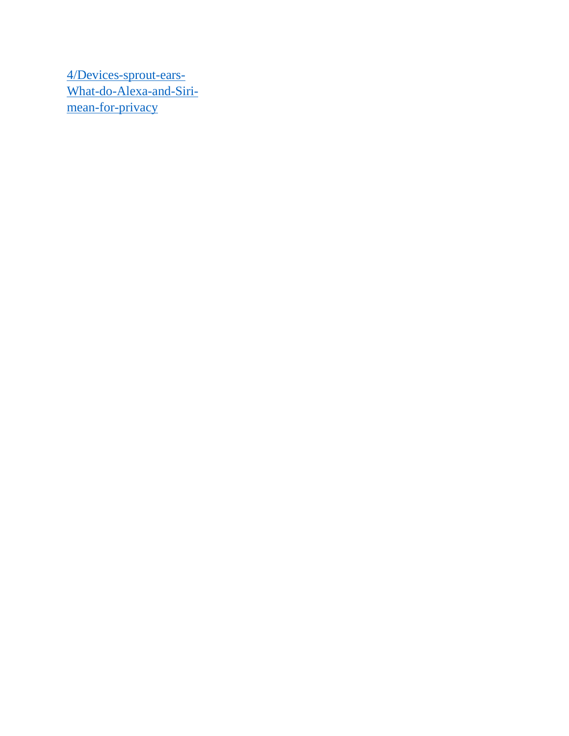4/Devices-sprout-ears-What-do-Alexa-and-Siri-mean-for-privacy